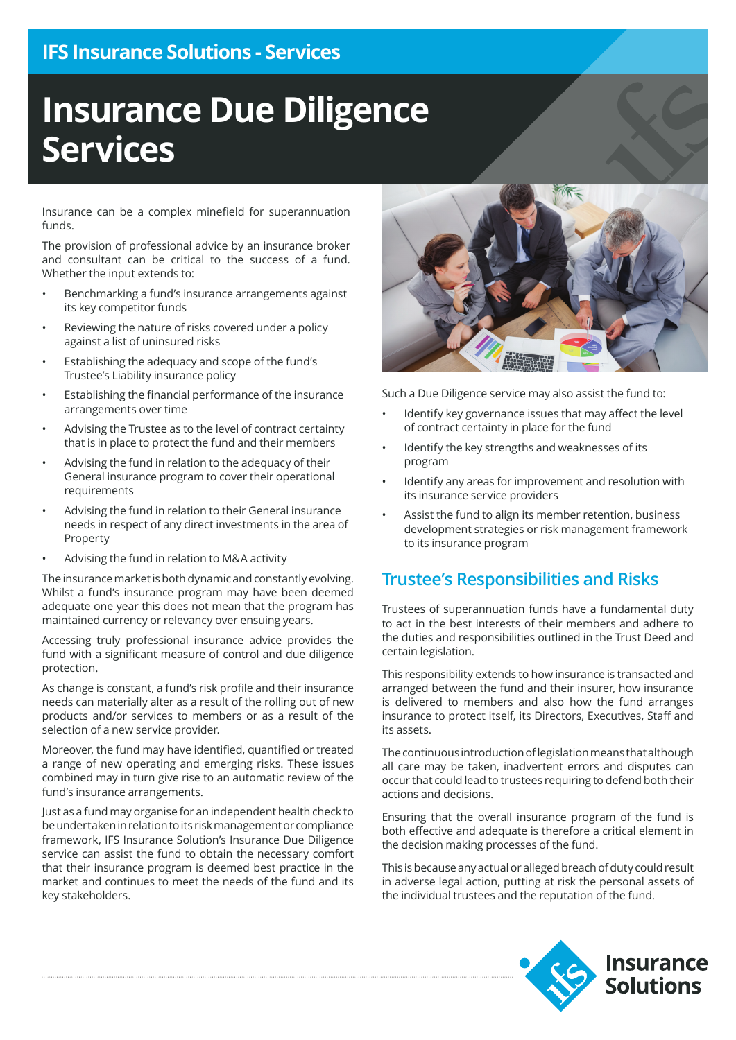IFS Insurance Solutions - Services

# Insurance Due Diligence Services

Insurance can be a complex minefield for superannuation funds.

The provision of professional advice by an insurance broker and consultant can be critical to the success of a fund. Whether the input extends to:

- Benchmarking a fund's insurance arrangements against its key competitor funds
- Reviewing the nature of risks covered under a policy against a list of uninsured risks
- Establishing the adequacy and scope of the fund's Trustee's Liability insurance policy
- Establishing the financial performance of the insurance arrangements over time
- Advising the Trustee as to the level of contract certainty that is in place to protect the fund and their members
- Advising the fund in relation to the adequacy of their General insurance program to cover their operational requirements
- Advising the fund in relation to their General insurance needs in respect of any direct investments in the area of Property
- Advising the fund in relation to M&A activity

The insurance market is both dynamic and constantly evolving. Whilst a fund's insurance program may have been deemed adequate one year this does not mean that the program has maintained currency or relevancy over ensuing years.

Accessing truly professional insurance advice provides the fund with a significant measure of control and due diligence protection.

As change is constant, a fund's risk profile and their insurance needs can materially alter as a result of the rolling out of new products and/or services to members or as a result of the selection of a new service provider.

Moreover, the fund may have identified, quantified or treated a range of new operating and emerging risks. These issues combined may in turn give rise to an automatic review of the fund's insurance arrangements.

Just as a fund may organise for an independent health check to be undertaken in relation to its risk management or compliance framework, IFS Insurance Solution's Insurance Due Diligence service can assist the fund to obtain the necessary comfort that their insurance program is deemed best practice in the market and continues to meet the needs of the fund and its key stakeholders.

Such a Due Diligence service may also assist the fund to:

- Identify key governance issues that may affect the level of contract certainty in place for the fund
- Identify the key strengths and weaknesses of its program
- Identify any areas for improvement and resolution with its insurance service providers
- Assist the fund to align its member retention, business development strategies or risk management framework to its insurance program

## Trustee's Responsibilities and Risks

Trustees of superannuation funds have a fundamental duty to act in the best interests of their members and adhere to the duties and responsibilities outlined in the Trust Deed and certain legislation.

This responsibility extends to how insurance is transacted and arranged between the fund and their insurer, how insurance is delivered to members and also how the fund arranges insurance to protect itself, its Directors, Executives, Staff and its assets.

The continuous introduction of legislation means that although all care may be taken, inadvertent errors and disputes can occur that could lead to trustees requiring to defend both their actions and decisions.

Ensuring that the overall insurance program of the fund is both effective and adequate is therefore a critical element in the decision making processes of the fund.

This is because any actual or alleged breach of duty could result in adverse legal action, putting at risk the personal assets of the individual trustees and the reputation of the fund.

Insurance Solutions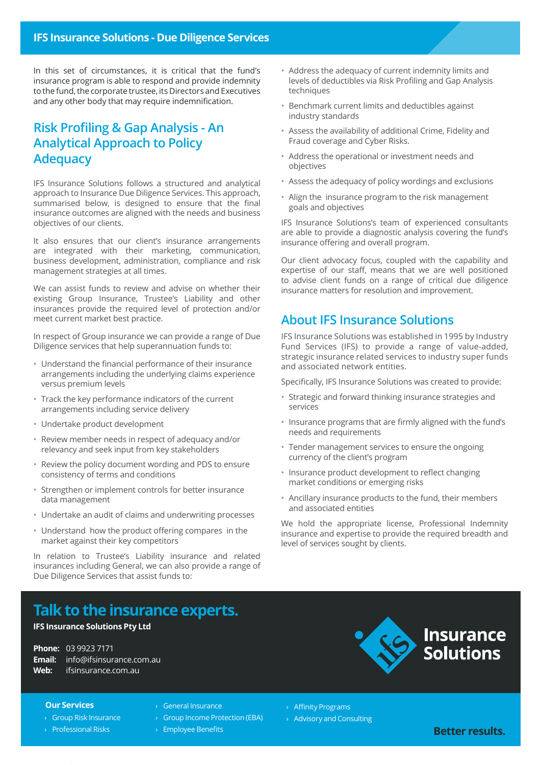# IFS Insurance Solutions - Due Diligence Services

In this set of circumstances, it is critical that the fund's insurance program is able to respond and provide indemnity to the fund, the corporate trustee, its Directors and Executives and any other body that may require indemnification.

## Risk Profiling & Gap Analysis - An Analytical Approach to Policy Adequacy

IFS Insurance Solutions follows a structured and analytical approach to Insurance Due Diligence Services. This approach, summarised below, is designed to ensure that the final insurance outcomes are aligned with the needs and business objectives of our clients.

It also ensures that our client's insurance arrangements are integrated with their marketing, communication, business development, administration, compliance and risk management strategies at all times.

We can assist funds to review and advise on whether their existing Group Insurance, Trustee's Liability and other insurances provide the required level of protection and/or meet current market best practice.

In respect of Group insurance we can provide a range of Due Diligence services that help superannuation funds to:

- Understand the financial performance of their insurance arrangements including the underlying claims experience versus premium levels
- Track the key performance indicators of the current arrangements including service delivery
- Undertake product development
- Review member needs in respect of adequacy and/or relevancy and seek input from key stakeholders
- Review the policy document wording and PDS to ensure consistency of terms and conditions
- Strengthen or implement controls for better insurance data management
- Undertake an audit of claims and underwriting processes
- Understand how the product offering compares in the market against their key competitors

In relation to Trustee's Liability insurance and related insurances including General, we can also provide a range of Due Diligence Services that assist funds to:

- Address the adequacy of current indemnity limits and levels of deductibles via Risk Profiling and Gap Analysis techniques
- Benchmark current limits and deductibles against industry standards
- Assess the availability of additional Crime, Fidelity and Fraud coverage and Cyber Risks.
- Address the operational or investment needs and objectives
- Assess the adequacy of policy wordings and exclusions
- Align the insurance program to the risk management goals and objectives

IFS Insurance Solutions's team of experienced consultants are able to provide a diagnostic analysis covering the fund's insurance offering and overall program.

Our client advocacy focus, coupled with the capability and expertise of our staff, means that we are well positioned to advise client funds on a range of critical due diligence insurance matters for resolution and improvement.

## About IFS Insurance Solutions

IFS Insurance Solutions was established in 1995 by Industry Fund Services (IFS) to provide a range of value-added, strategic insurance related services to industry super funds and associated network entities.

Specifically, IFS Insurance Solutions was created to provide:

- Strategic and forward thinking insurance strategies and services
- Insurance programs that are firmly aligned with the fund's needs and requirements
- Tender management services to ensure the ongoing currency of the client's program
- Insurance product development to reflect changing market conditions or emerging risks
- Ancillary insurance products to the fund, their members and associated entities

We hold the appropriate license, Professional Indemnity insurance and expertise to provide the required breadth and level of services sought by clients.

## Talk to the insurance experts.

**IFS Insurance Solutions Pty Ltd**

**Phone:** 03 9923 7171
**Email:** info@ifsinsurance.com.au
**Web:** ifsinsurance.com.au

Insurance Solutions

**Our Services**

- Group Risk Insurance
- Professional Risks
- General Insurance
- Group Income Protection (EBA)
- Employee Benefits
- Affinity Programs
- Advisory and Consulting

**Better results.**